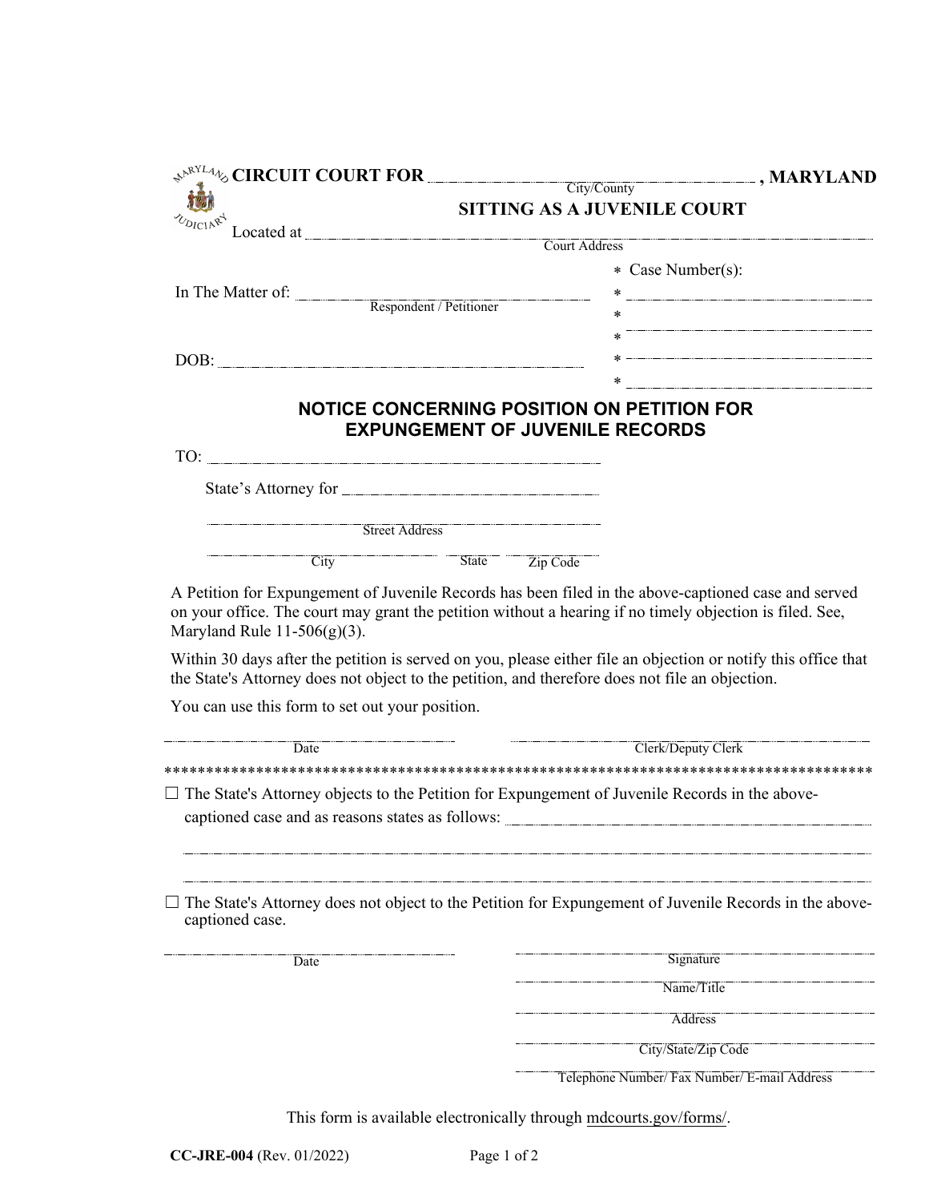**CIRCUIT COURT FOR** ______________________ **, MARYLAND**
City/County

**SITTING AS A JUVENILE COURT**

Located at ______________________________________________
Court Address

In The Matter of: ______________________
Respondent / Petitioner

DOB: ______________________

* Case Number(s):
* ______________________
* ______________________
* ______________________
* ______________________
* ______________________

## NOTICE CONCERNING POSITION ON PETITION FOR EXPUNGEMENT OF JUVENILE RECORDS

TO: ______________________

State's Attorney for ______________________

______________________
Street Address

______________________ ________ ________
City State Zip Code

A Petition for Expungement of Juvenile Records has been filed in the above-captioned case and served on your office. The court may grant the petition without a hearing if no timely objection is filed. See, Maryland Rule 11-506(g)(3).

Within 30 days after the petition is served on you, please either file an objection or notify this office that the State's Attorney does not object to the petition, and therefore does not file an objection.

You can use this form to set out your position.

______________________ ______________________
Date Clerk/Deputy Clerk

*****************************************************************************************

☐ The State's Attorney objects to the Petition for Expungement of Juvenile Records in the above-captioned case and as reasons states as follows: ______________________

______________________________________________

______________________________________________

☐ The State's Attorney does not object to the Petition for Expungement of Juvenile Records in the above-captioned case.

______________________
Date

______________________
Signature

______________________
Name/Title

______________________
Address

______________________
City/State/Zip Code

______________________
Telephone Number/ Fax Number/ E-mail Address

This form is available electronically through mdcourts.gov/forms/.

**CC-JRE-004** (Rev. 01/2022)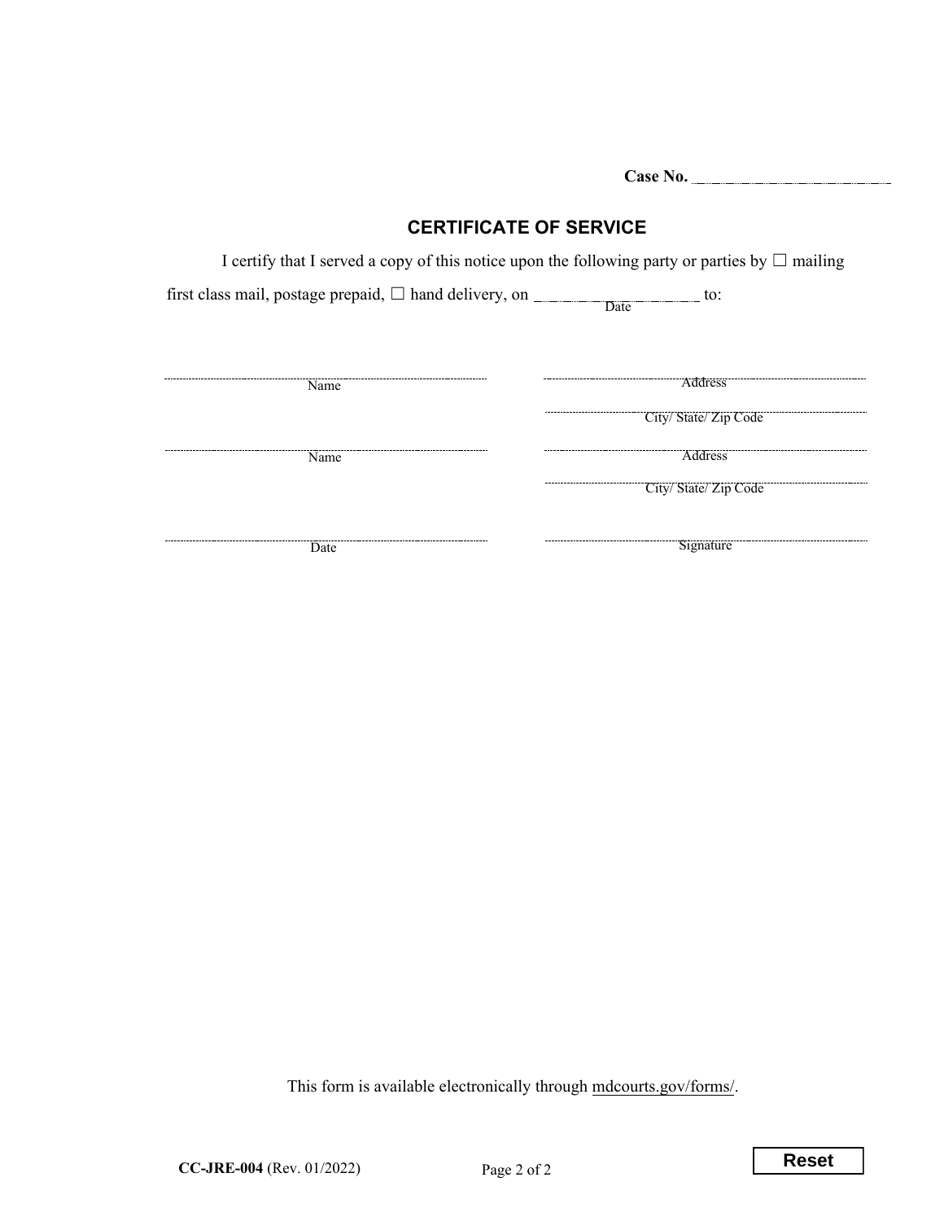Case No. ______________________

## CERTIFICATE OF SERVICE

I certify that I served a copy of this notice upon the following party or parties by ☐ mailing first class mail, postage prepaid, ☐ hand delivery, on ____________________ to:
Date

| | |
|---|---|
| ______________________________ Name | ______________________________ Address |
| | ______________________________ City/ State/ Zip Code |
| ______________________________ Name | ______________________________ Address |
| | ______________________________ City/ State/ Zip Code |
| ______________________________ Date | ______________________________ Signature |

This form is available electronically through mdcourts.gov/forms/.

**CC-JRE-004** (Rev. 01/2022)

Reset